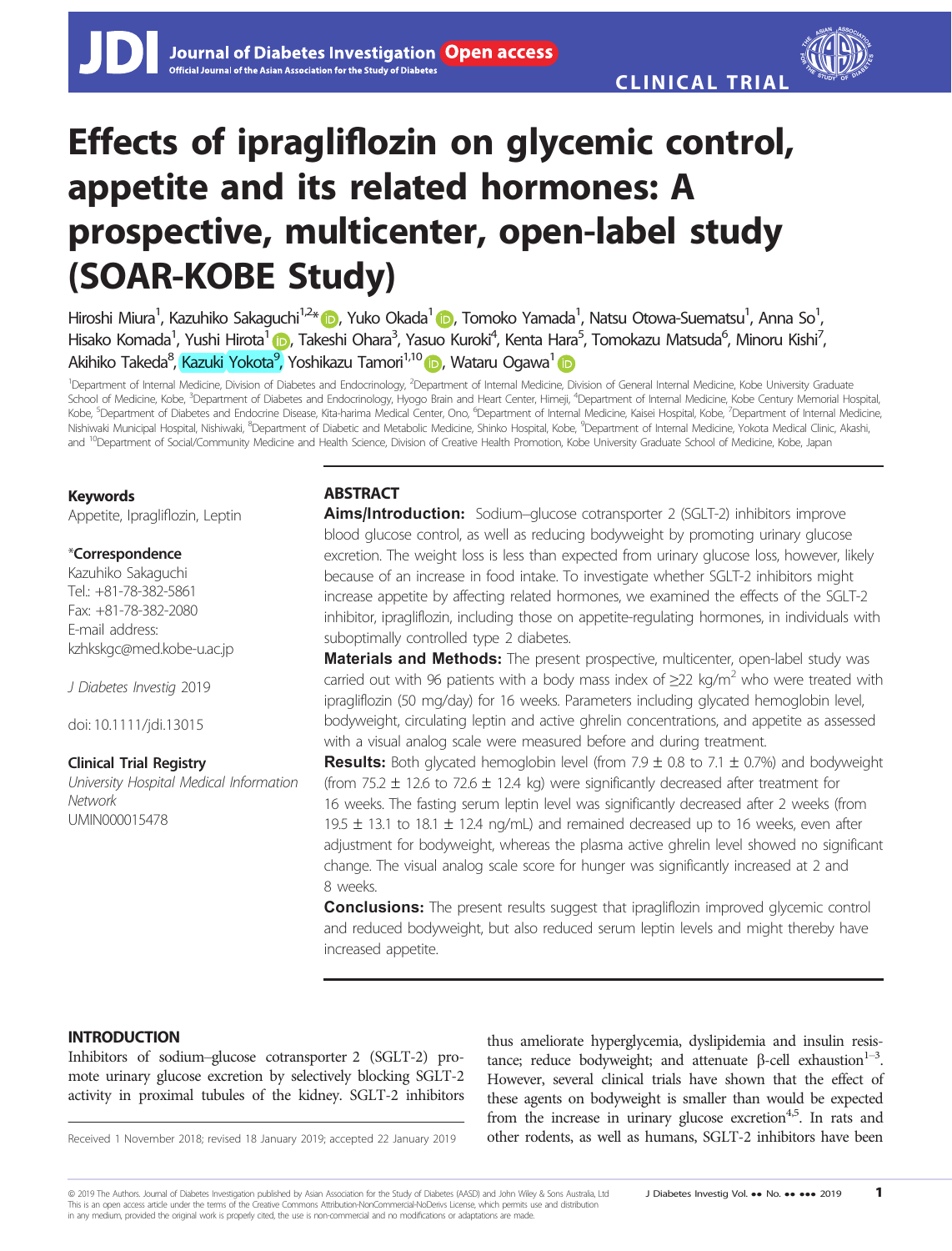CLINICAL TRIAL

# Effects of ipragliflozin on glycemic control, appetite and its related hormones: A prospective, multicenter, open-label study (SOAR-KOBE Study)

Hiroshi Miura[1], Kazuhiko Sakaguchi[1,2]*, Yuko Okada[1], Tomoko Yamada[1], Natsu Otowa-Suematsu[1], Anna So[1], Hisako Komada[1], Yushi Hirota[1], Takeshi Ohara[3], Yasuo Kuroki[4], Kenta Hara[5], Tomokazu Matsuda[6], Minoru Kishi[7], Akihiko Takeda[8], Kazuki Yokota[9], Yoshikazu Tamori[1,10], Wataru Ogawa[1]

[1]Department of Internal Medicine, Division of Diabetes and Endocrinology, [2]Department of Internal Medicine, Division of General Internal Medicine, Kobe University Graduate School of Medicine, Kobe, [3]Department of Diabetes and Endocrinology, Hyogo Brain and Heart Center, Himeji, [4]Department of Internal Medicine, Kobe Century Memorial Hospital, Kobe, [5]Department of Diabetes and Endocrine Disease, Kita-harima Medical Center, Ono, [6]Department of Internal Medicine, Kaisei Hospital, Kobe, [7]Department of Internal Medicine, Nishiwaki Municipal Hospital, Nishiwaki, [8]Department of Diabetic and Metabolic Medicine, Shinko Hospital, Kobe, [9]Department of Internal Medicine, Yokota Medical Clinic, Akashi, and [10]Department of Social/Community Medicine and Health Science, Division of Creative Health Promotion, Kobe University Graduate School of Medicine, Kobe, Japan

**Keywords**

Appetite, Ipragliflozin, Leptin

***Correspondence**

Kazuhiko Sakaguchi
Tel.: +81-78-382-5861
Fax: +81-78-382-2080
E-mail address: kzhkskgc@med.kobe-u.ac.jp

*J Diabetes Investig* 2019

doi: 10.1111/jdi.13015

**Clinical Trial Registry**

*University Hospital Medical Information Network*
UMIN000015478

## ABSTRACT

**Aims/Introduction:** Sodium–glucose cotransporter 2 (SGLT-2) inhibitors improve blood glucose control, as well as reducing bodyweight by promoting urinary glucose excretion. The weight loss is less than expected from urinary glucose loss, however, likely because of an increase in food intake. To investigate whether SGLT-2 inhibitors might increase appetite by affecting related hormones, we examined the effects of the SGLT-2 inhibitor, ipragliflozin, including those on appetite-regulating hormones, in individuals with suboptimally controlled type 2 diabetes.

**Materials and Methods:** The present prospective, multicenter, open-label study was carried out with 96 patients with a body mass index of ≥22 kg/m$^2$ who were treated with ipragliflozin (50 mg/day) for 16 weeks. Parameters including glycated hemoglobin level, bodyweight, circulating leptin and active ghrelin concentrations, and appetite as assessed with a visual analog scale were measured before and during treatment.

**Results:** Both glycated hemoglobin level (from 7.9 ± 0.8 to 7.1 ± 0.7%) and bodyweight (from 75.2 ± 12.6 to 72.6 ± 12.4 kg) were significantly decreased after treatment for 16 weeks. The fasting serum leptin level was significantly decreased after 2 weeks (from 19.5 ± 13.1 to 18.1 ± 12.4 ng/mL) and remained decreased up to 16 weeks, even after adjustment for bodyweight, whereas the plasma active ghrelin level showed no significant change. The visual analog scale score for hunger was significantly increased at 2 and 8 weeks.

**Conclusions:** The present results suggest that ipragliflozin improved glycemic control and reduced bodyweight, but also reduced serum leptin levels and might thereby have increased appetite.

## INTRODUCTION

Inhibitors of sodium–glucose cotransporter 2 (SGLT-2) promote urinary glucose excretion by selectively blocking SGLT-2 activity in proximal tubules of the kidney. SGLT-2 inhibitors thus ameliorate hyperglycemia, dyslipidemia and insulin resistance; reduce bodyweight; and attenuate β-cell exhaustion[1–3]. However, several clinical trials have shown that the effect of these agents on bodyweight is smaller than would be expected from the increase in urinary glucose excretion[4,5]. In rats and other rodents, as well as humans, SGLT-2 inhibitors have been

Received 1 November 2018; revised 18 January 2019; accepted 22 January 2019

© 2019 The Authors. Journal of Diabetes Investigation published by Asian Association for the Study of Diabetes (AASD) and John Wiley & Sons Australia, Ltd This is an open access article under the terms of the Creative Commons Attribution-NonCommercial-NoDerivs License, which permits use and distribution in any medium, provided the original work is properly cited, the use is non-commercial and no modifications or adaptations are made.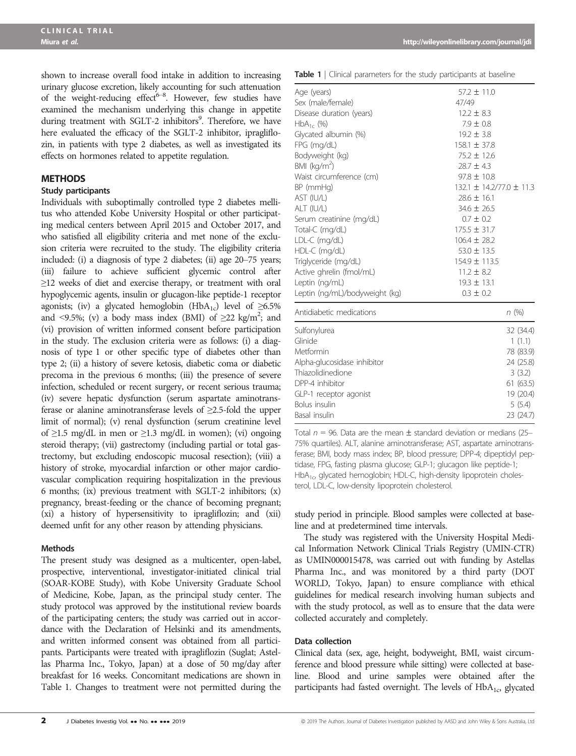shown to increase overall food intake in addition to increasing urinary glucose excretion, likely accounting for such attenuation of the weight-reducing effect[6–8]. However, few studies have examined the mechanism underlying this change in appetite during treatment with SGLT-2 inhibitors[9]. Therefore, we have here evaluated the efficacy of the SGLT-2 inhibitor, ipragliflozin, in patients with type 2 diabetes, as well as investigated its effects on hormones related to appetite regulation.

## METHODS

### Study participants

Individuals with suboptimally controlled type 2 diabetes mellitus who attended Kobe University Hospital or other participating medical centers between April 2015 and October 2017, and who satisfied all eligibility criteria and met none of the exclusion criteria were recruited to the study. The eligibility criteria included: (i) a diagnosis of type 2 diabetes; (ii) age 20–75 years; (iii) failure to achieve sufficient glycemic control after ≥12 weeks of diet and exercise therapy, or treatment with oral hypoglycemic agents, insulin or glucagon-like peptide-1 receptor agonists; (iv) a glycated hemoglobin ($HbA_{1c}$) level of ≥6.5% and <9.5%; (v) a body mass index (BMI) of ≥22 kg/m$^2$; and (vi) provision of written informed consent before participation in the study. The exclusion criteria were as follows: (i) a diagnosis of type 1 or other specific type of diabetes other than type 2; (ii) a history of severe ketosis, diabetic coma or diabetic precoma in the previous 6 months; (iii) the presence of severe infection, scheduled or recent surgery, or recent serious trauma; (iv) severe hepatic dysfunction (serum aspartate aminotransferase or alanine aminotransferase levels of ≥2.5-fold the upper limit of normal); (v) renal dysfunction (serum creatinine level of ≥1.5 mg/dL in men or ≥1.3 mg/dL in women); (vi) ongoing steroid therapy; (vii) gastrectomy (including partial or total gastrectomy, but excluding endoscopic mucosal resection); (viii) a history of stroke, myocardial infarction or other major cardiovascular complication requiring hospitalization in the previous 6 months; (ix) previous treatment with SGLT-2 inhibitors; (x) pregnancy, breast-feeding or the chance of becoming pregnant; (xi) a history of hypersensitivity to ipragliflozin; and (xii) deemed unfit for any other reason by attending physicians.

### Methods

The present study was designed as a multicenter, open-label, prospective, interventional, investigator-initiated clinical trial (SOAR-KOBE Study), with Kobe University Graduate School of Medicine, Kobe, Japan, as the principal study center. The study protocol was approved by the institutional review boards of the participating centers; the study was carried out in accordance with the Declaration of Helsinki and its amendments, and written informed consent was obtained from all participants. Participants were treated with ipragliflozin (Suglat; Astellas Pharma Inc., Tokyo, Japan) at a dose of 50 mg/day after breakfast for 16 weeks. Concomitant medications are shown in Table 1. Changes to treatment were not permitted during the study period in principle. Blood samples were collected at baseline and at predetermined time intervals.

The study was registered with the University Hospital Medical Information Network Clinical Trials Registry (UMIN-CTR) as UMIN000015478, was carried out with funding by Astellas Pharma Inc., and was monitored by a third party (DOT WORLD, Tokyo, Japan) to ensure compliance with ethical guidelines for medical research involving human subjects and with the study protocol, as well as to ensure that the data were collected accurately and completely.

**Table 1** | Clinical parameters for the study participants at baseline

| | |
|---|---|
| Age (years) | 57.2 ± 11.0 |
| Sex (male/female) | 47/49 |
| Disease duration (years) | 12.2 ± 8.3 |
| $HbA_{1c}$ (%) | 7.9 ± 0.8 |
| Glycated albumin (%) | 19.2 ± 3.8 |
| FPG (mg/dL) | 158.1 ± 37.8 |
| Bodyweight (kg) | 75.2 ± 12.6 |
| BMI (kg/m$^2$) | 28.7 ± 4.3 |
| Waist circumference (cm) | 97.8 ± 10.8 |
| BP (mmHg) | 132.1 ± 14.2/77.0 ± 11.3 |
| AST (IU/L) | 28.6 ± 16.1 |
| ALT (IU/L) | 34.6 ± 26.5 |
| Serum creatinine (mg/dL) | 0.7 ± 0.2 |
| Total-C (mg/dL) | 175.5 ± 31.7 |
| LDL-C (mg/dL) | 106.4 ± 28.2 |
| HDL-C (mg/dL) | 53.0 ± 13.5 |
| Triglyceride (mg/dL) | 154.9 ± 113.5 |
| Active ghrelin (fmol/mL) | 11.2 ± 8.2 |
| Leptin (ng/mL) | 19.3 ± 13.1 |
| Leptin (ng/mL)/bodyweight (kg) | 0.3 ± 0.2 |

| Antidiabetic medications | n (%) |
|---|---|
| Sulfonylurea | 32 (34.4) |
| Glinide | 1 (1.1) |
| Metformin | 78 (83.9) |
| Alpha-glucosidase inhibitor | 24 (25.8) |
| Thiazolidinedione | 3 (3.2) |
| DPP-4 inhibitor | 61 (63.5) |
| GLP-1 receptor agonist | 19 (20.4) |
| Bolus insulin | 5 (5.4) |
| Basal insulin | 23 (24.7) |

Total $n$ = 96. Data are the mean ± standard deviation or medians (25–75% quartiles). ALT, alanine aminotransferase; AST, aspartate aminotransferase; BMI, body mass index; BP, blood pressure; DPP-4; dipeptidyl peptidase, FPG, fasting plasma glucose; GLP-1; glucagon like peptide-1; $HbA_{1c}$, glycated hemoglobin; HDL-C, high-density lipoprotein cholesterol, LDL-C, low-density lipoprotein cholesterol.

### Data collection

Clinical data (sex, age, height, bodyweight, BMI, waist circumference and blood pressure while sitting) were collected at baseline. Blood and urine samples were obtained after the participants had fasted overnight. The levels of $HbA_{1c}$, glycated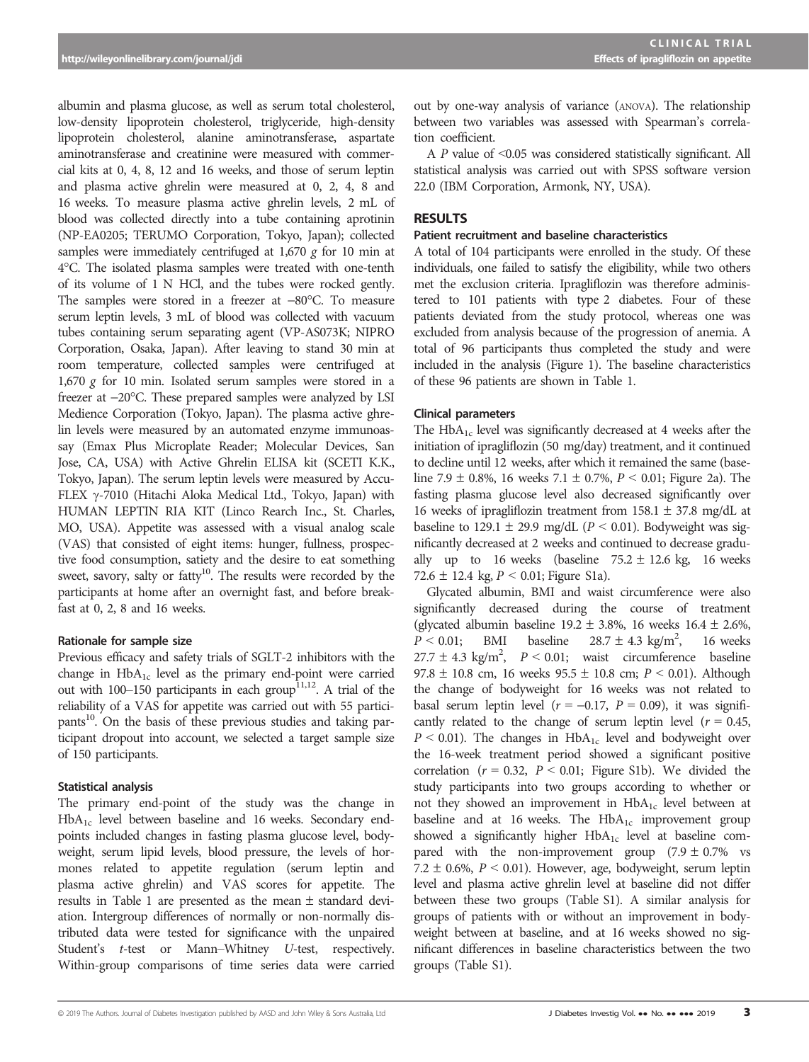albumin and plasma glucose, as well as serum total cholesterol, low-density lipoprotein cholesterol, triglyceride, high-density lipoprotein cholesterol, alanine aminotransferase, aspartate aminotransferase and creatinine were measured with commercial kits at 0, 4, 8, 12 and 16 weeks, and those of serum leptin and plasma active ghrelin were measured at 0, 2, 4, 8 and 16 weeks. To measure plasma active ghrelin levels, 2 mL of blood was collected directly into a tube containing aprotinin (NP-EA0205; TERUMO Corporation, Tokyo, Japan); collected samples were immediately centrifuged at 1,670 *g* for 10 min at 4°C. The isolated plasma samples were treated with one-tenth of its volume of 1 N HCl, and the tubes were rocked gently. The samples were stored in a freezer at −80°C. To measure serum leptin levels, 3 mL of blood was collected with vacuum tubes containing serum separating agent (VP-AS073K; NIPRO Corporation, Osaka, Japan). After leaving to stand 30 min at room temperature, collected samples were centrifuged at 1,670 *g* for 10 min. Isolated serum samples were stored in a freezer at −20°C. These prepared samples were analyzed by LSI Medience Corporation (Tokyo, Japan). The plasma active ghrelin levels were measured by an automated enzyme immunoassay (Emax Plus Microplate Reader; Molecular Devices, San Jose, CA, USA) with Active Ghrelin ELISA kit (SCETI K.K., Tokyo, Japan). The serum leptin levels were measured by Accu-FLEX γ-7010 (Hitachi Aloka Medical Ltd., Tokyo, Japan) with HUMAN LEPTIN RIA KIT (Linco Rearch Inc., St. Charles, MO, USA). Appetite was assessed with a visual analog scale (VAS) that consisted of eight items: hunger, fullness, prospective food consumption, satiety and the desire to eat something sweet, savory, salty or fatty[10]. The results were recorded by the participants at home after an overnight fast, and before breakfast at 0, 2, 8 and 16 weeks.

### Rationale for sample size

Previous efficacy and safety trials of SGLT-2 inhibitors with the change in $HbA_{1c}$ level as the primary end-point were carried out with 100–150 participants in each group[11,12]. A trial of the reliability of a VAS for appetite was carried out with 55 participants[10]. On the basis of these previous studies and taking participant dropout into account, we selected a target sample size of 150 participants.

### Statistical analysis

The primary end-point of the study was the change in $HbA_{1c}$ level between baseline and 16 weeks. Secondary end-points included changes in fasting plasma glucose level, bodyweight, serum lipid levels, blood pressure, the levels of hormones related to appetite regulation (serum leptin and plasma active ghrelin) and VAS scores for appetite. The results in Table 1 are presented as the mean ± standard deviation. Intergroup differences of normally or non-normally distributed data were tested for significance with the unpaired Student's *t*-test or Mann–Whitney *U*-test, respectively. Within-group comparisons of time series data were carried out by one-way analysis of variance (ANOVA). The relationship between two variables was assessed with Spearman's correlation coefficient.

A *P* value of <0.05 was considered statistically significant. All statistical analysis was carried out with SPSS software version 22.0 (IBM Corporation, Armonk, NY, USA).

## RESULTS

### Patient recruitment and baseline characteristics

A total of 104 participants were enrolled in the study. Of these individuals, one failed to satisfy the eligibility, while two others met the exclusion criteria. Ipragliflozin was therefore administered to 101 patients with type 2 diabetes. Four of these patients deviated from the study protocol, whereas one was excluded from analysis because of the progression of anemia. A total of 96 participants thus completed the study and were included in the analysis (Figure 1). The baseline characteristics of these 96 patients are shown in Table 1.

### Clinical parameters

The $HbA_{1c}$ level was significantly decreased at 4 weeks after the initiation of ipragliflozin (50 mg/day) treatment, and it continued to decline until 12 weeks, after which it remained the same (baseline 7.9 ± 0.8%, 16 weeks 7.1 ± 0.7%, $P < 0.01$; Figure 2a). The fasting plasma glucose level also decreased significantly over 16 weeks of ipragliflozin treatment from 158.1 ± 37.8 mg/dL at baseline to 129.1 ± 29.9 mg/dL ($P < 0.01$). Bodyweight was significantly decreased at 2 weeks and continued to decrease gradually up to 16 weeks (baseline 75.2 ± 12.6 kg, 16 weeks 72.6 ± 12.4 kg, $P < 0.01$; Figure S1a).

Glycated albumin, BMI and waist circumference were also significantly decreased during the course of treatment (glycated albumin baseline 19.2 ± 3.8%, 16 weeks 16.4 ± 2.6%, $P < 0.01$; BMI baseline 28.7 ± 4.3 kg/m$^2$, 16 weeks 27.7 ± 4.3 kg/m$^2$, $P < 0.01$; waist circumference baseline 97.8 ± 10.8 cm, 16 weeks 95.5 ± 10.8 cm; $P < 0.01$). Although the change of bodyweight for 16 weeks was not related to basal serum leptin level ($r = -0.17$, $P = 0.09$), it was significantly related to the change of serum leptin level ($r = 0.45$, $P < 0.01$). The changes in $HbA_{1c}$ level and bodyweight over the 16-week treatment period showed a significant positive correlation ($r = 0.32$, $P < 0.01$; Figure S1b). We divided the study participants into two groups according to whether or not they showed an improvement in $HbA_{1c}$ level between at baseline and at 16 weeks. The $HbA_{1c}$ improvement group showed a significantly higher $HbA_{1c}$ level at baseline compared with the non-improvement group (7.9 ± 0.7% vs 7.2 ± 0.6%, $P < 0.01$). However, age, bodyweight, serum leptin level and plasma active ghrelin level at baseline did not differ between these two groups (Table S1). A similar analysis for groups of patients with or without an improvement in bodyweight between at baseline, and at 16 weeks showed no significant differences in baseline characteristics between the two groups (Table S1).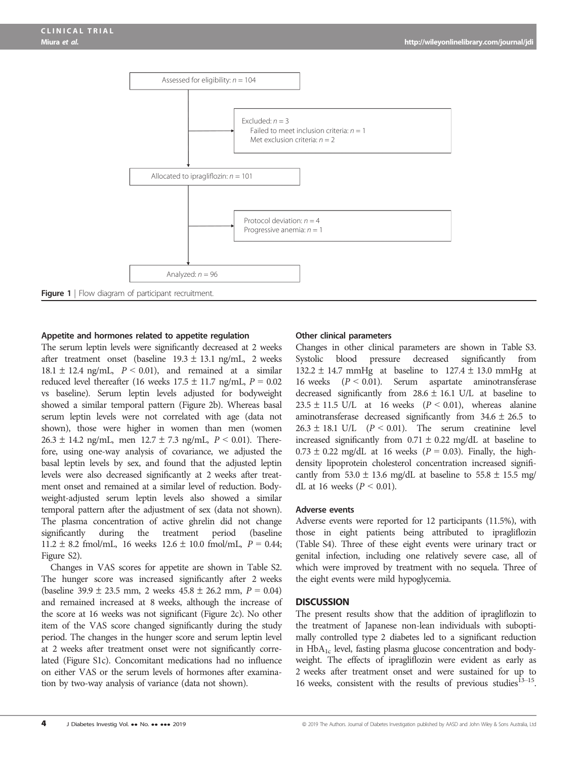Assessed for eligibility: $n = 104$

Excluded: $n = 3$
Failed to meet inclusion criteria: $n = 1$
Met exclusion criteria: $n = 2$

Allocated to ipragliflozin: $n = 101$

Protocol deviation: $n = 4$
Progressive anemia: $n = 1$

Analyzed: $n = 96$

**Figure 1** | Flow diagram of participant recruitment.

### Appetite and hormones related to appetite regulation

The serum leptin levels were significantly decreased at 2 weeks after treatment onset (baseline 19.3 ± 13.1 ng/mL, 2 weeks 18.1 ± 12.4 ng/mL, $P < 0.01$), and remained at a similar reduced level thereafter (16 weeks 17.5 ± 11.7 ng/mL, $P = 0.02$ vs baseline). Serum leptin levels adjusted for bodyweight showed a similar temporal pattern (Figure 2b). Whereas basal serum leptin levels were not correlated with age (data not shown), those were higher in women than men (women 26.3 ± 14.2 ng/mL, men 12.7 ± 7.3 ng/mL, $P < 0.01$). Therefore, using one-way analysis of covariance, we adjusted the basal leptin levels by sex, and found that the adjusted leptin levels were also decreased significantly at 2 weeks after treatment onset and remained at a similar level of reduction. Bodyweight-adjusted serum leptin levels also showed a similar temporal pattern after the adjustment of sex (data not shown). The plasma concentration of active ghrelin did not change significantly during the treatment period (baseline 11.2 ± 8.2 fmol/mL, 16 weeks 12.6 ± 10.0 fmol/mL, $P = 0.44$; Figure S2).

Changes in VAS scores for appetite are shown in Table S2. The hunger score was increased significantly after 2 weeks (baseline 39.9 ± 23.5 mm, 2 weeks 45.8 ± 26.2 mm, $P = 0.04$) and remained increased at 8 weeks, although the increase of the score at 16 weeks was not significant (Figure 2c). No other item of the VAS score changed significantly during the study period. The changes in the hunger score and serum leptin level at 2 weeks after treatment onset were not significantly correlated (Figure S1c). Concomitant medications had no influence on either VAS or the serum levels of hormones after examination by two-way analysis of variance (data not shown).

### Other clinical parameters

Changes in other clinical parameters are shown in Table S3. Systolic blood pressure decreased significantly from 132.2 ± 14.7 mmHg at baseline to 127.4 ± 13.0 mmHg at 16 weeks ($P < 0.01$). Serum aspartate aminotransferase decreased significantly from 28.6 ± 16.1 U/L at baseline to 23.5 ± 11.5 U/L at 16 weeks ($P < 0.01$), whereas alanine aminotransferase decreased significantly from 34.6 ± 26.5 to 26.3 ± 18.1 U/L ($P < 0.01$). The serum creatinine level increased significantly from 0.71 ± 0.22 mg/dL at baseline to 0.73 ± 0.22 mg/dL at 16 weeks ($P = 0.03$). Finally, the high-density lipoprotein cholesterol concentration increased significantly from 53.0 ± 13.6 mg/dL at baseline to 55.8 ± 15.5 mg/dL at 16 weeks ($P < 0.01$).

### Adverse events

Adverse events were reported for 12 participants (11.5%), with those in eight patients being attributed to ipragliflozin (Table S4). Three of these eight events were urinary tract or genital infection, including one relatively severe case, all of which were improved by treatment with no sequela. Three of the eight events were mild hypoglycemia.

## DISCUSSION

The present results show that the addition of ipragliflozin to the treatment of Japanese non-lean individuals with suboptimally controlled type 2 diabetes led to a significant reduction in $HbA_{1c}$ level, fasting plasma glucose concentration and bodyweight. The effects of ipragliflozin were evident as early as 2 weeks after treatment onset and were sustained for up to 16 weeks, consistent with the results of previous studies[13–15].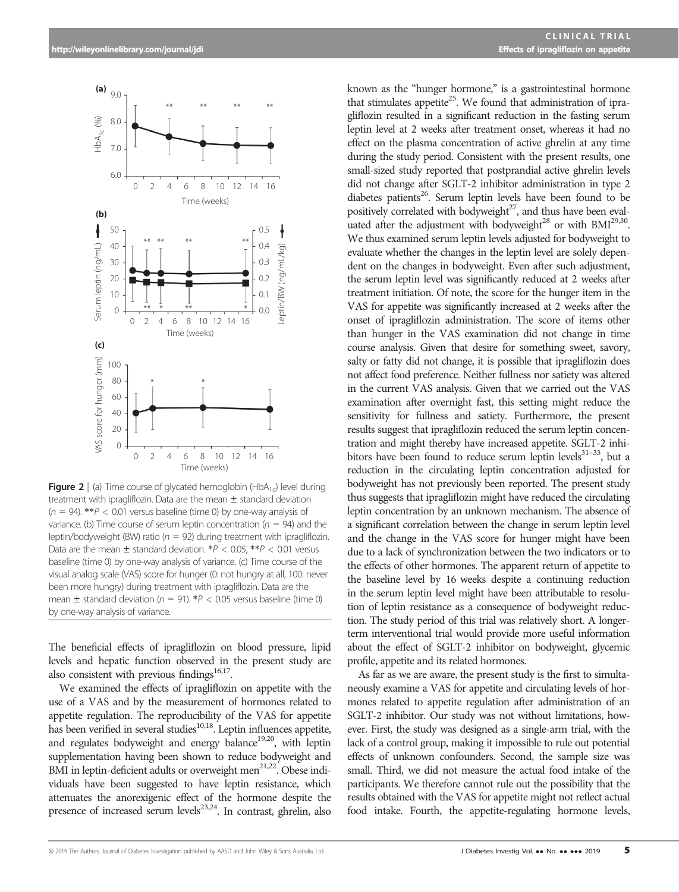**Figure 2** | (a) Time course of glycated hemoglobin ($HbA_{1c}$) level during treatment with ipragliflozin. Data are the mean ± standard deviation ($n = 94$). **$P < 0.01$ versus baseline (time 0) by one-way analysis of variance. (b) Time course of serum leptin concentration ($n = 94$) and the leptin/bodyweight (BW) ratio ($n = 92$) during treatment with ipragliflozin. Data are the mean ± standard deviation. *$P < 0.05$, **$P < 0.01$ versus baseline (time 0) by one-way analysis of variance. (c) Time course of the visual analog scale (VAS) score for hunger (0: not hungry at all, 100: never been more hungry) during treatment with ipragliflozin. Data are the mean ± standard deviation ($n = 91$). *$P < 0.05$ versus baseline (time 0) by one-way analysis of variance.

The beneficial effects of ipragliflozin on blood pressure, lipid levels and hepatic function observed in the present study are also consistent with previous findings[16,17].

We examined the effects of ipragliflozin on appetite with the use of a VAS and by the measurement of hormones related to appetite regulation. The reproducibility of the VAS for appetite has been verified in several studies[10,18]. Leptin influences appetite, and regulates bodyweight and energy balance[19,20], with leptin supplementation having been shown to reduce bodyweight and BMI in leptin-deficient adults or overweight men[21,22]. Obese individuals have been suggested to have leptin resistance, which attenuates the anorexigenic effect of the hormone despite the presence of increased serum levels[23,24]. In contrast, ghrelin, also known as the "hunger hormone," is a gastrointestinal hormone that stimulates appetite[25]. We found that administration of ipragliflozin resulted in a significant reduction in the fasting serum leptin level at 2 weeks after treatment onset, whereas it had no effect on the plasma concentration of active ghrelin at any time during the study period. Consistent with the present results, one small-sized study reported that postprandial active ghrelin levels did not change after SGLT-2 inhibitor administration in type 2 diabetes patients[26]. Serum leptin levels have been found to be positively correlated with bodyweight[27], and thus have been evaluated after the adjustment with bodyweight[28] or with BMI[29,30]. We thus examined serum leptin levels adjusted for bodyweight to evaluate whether the changes in the leptin level are solely dependent on the changes in bodyweight. Even after such adjustment, the serum leptin level was significantly reduced at 2 weeks after treatment initiation. Of note, the score for the hunger item in the VAS for appetite was significantly increased at 2 weeks after the onset of ipragliflozin administration. The score of items other than hunger in the VAS examination did not change in time course analysis. Given that desire for something sweet, savory, salty or fatty did not change, it is possible that ipragliflozin does not affect food preference. Neither fullness nor satiety was altered in the current VAS analysis. Given that we carried out the VAS examination after overnight fast, this setting might reduce the sensitivity for fullness and satiety. Furthermore, the present results suggest that ipragliflozin reduced the serum leptin concentration and might thereby have increased appetite. SGLT-2 inhibitors have been found to reduce serum leptin levels[31–33], but a reduction in the circulating leptin concentration adjusted for bodyweight has not previously been reported. The present study thus suggests that ipragliflozin might have reduced the circulating leptin concentration by an unknown mechanism. The absence of a significant correlation between the change in serum leptin level and the change in the VAS score for hunger might have been due to a lack of synchronization between the two indicators or to the effects of other hormones. The apparent return of appetite to the baseline level by 16 weeks despite a continuing reduction in the serum leptin level might have been attributable to resolution of leptin resistance as a consequence of bodyweight reduction. The study period of this trial was relatively short. A longer-term interventional trial would provide more useful information about the effect of SGLT-2 inhibitor on bodyweight, glycemic profile, appetite and its related hormones.

As far as we are aware, the present study is the first to simultaneously examine a VAS for appetite and circulating levels of hormones related to appetite regulation after administration of an SGLT-2 inhibitor. Our study was not without limitations, however. First, the study was designed as a single-arm trial, with the lack of a control group, making it impossible to rule out potential effects of unknown confounders. Second, the sample size was small. Third, we did not measure the actual food intake of the participants. We therefore cannot rule out the possibility that the results obtained with the VAS for appetite might not reflect actual food intake. Fourth, the appetite-regulating hormone levels,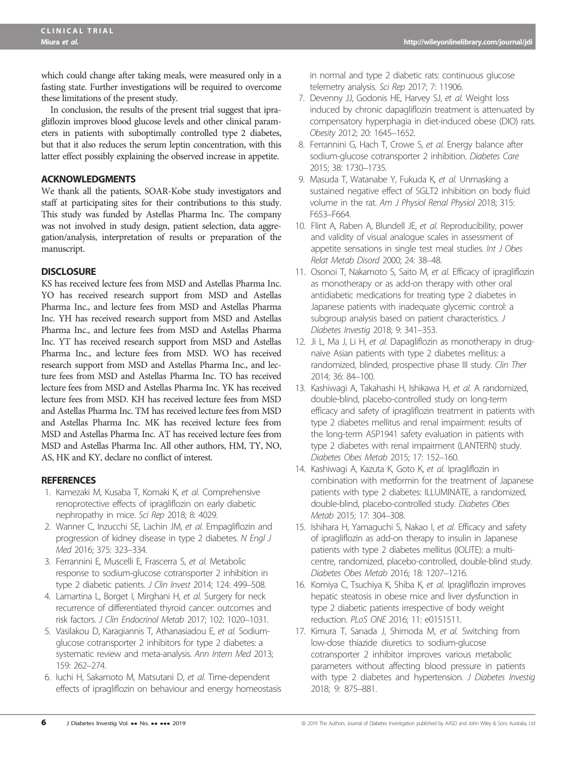which could change after taking meals, were measured only in a fasting state. Further investigations will be required to overcome these limitations of the present study.

In conclusion, the results of the present trial suggest that ipragliflozin improves blood glucose levels and other clinical parameters in patients with suboptimally controlled type 2 diabetes, but that it also reduces the serum leptin concentration, with this latter effect possibly explaining the observed increase in appetite.

## ACKNOWLEDGMENTS

We thank all the patients, SOAR-Kobe study investigators and staff at participating sites for their contributions to this study. This study was funded by Astellas Pharma Inc. The company was not involved in study design, patient selection, data aggregation/analysis, interpretation of results or preparation of the manuscript.

## DISCLOSURE

KS has received lecture fees from MSD and Astellas Pharma Inc. YO has received research support from MSD and Astellas Pharma Inc., and lecture fees from MSD and Astellas Pharma Inc. YH has received research support from MSD and Astellas Pharma Inc., and lecture fees from MSD and Astellas Pharma Inc. YT has received research support from MSD and Astellas Pharma Inc., and lecture fees from MSD. WO has received research support from MSD and Astellas Pharma Inc., and lecture fees from MSD and Astellas Pharma Inc. TO has received lecture fees from MSD and Astellas Pharma Inc. YK has received lecture fees from MSD. KH has received lecture fees from MSD and Astellas Pharma Inc. TM has received lecture fees from MSD and Astellas Pharma Inc. MK has received lecture fees from MSD and Astellas Pharma Inc. AT has received lecture fees from MSD and Astellas Pharma Inc. All other authors, HM, TY, NO, AS, HK and KY, declare no conflict of interest.

## REFERENCES

1. Kamezaki M, Kusaba T, Komaki K, *et al.* Comprehensive renoprotective effects of ipragliflozin on early diabetic nephropathy in mice. *Sci Rep* 2018; 8: 4029.
2. Wanner C, Inzucchi SE, Lachin JM, *et al.* Empagliflozin and progression of kidney disease in type 2 diabetes. *N Engl J Med* 2016; 375: 323–334.
3. Ferrannini E, Muscelli E, Frascerra S, *et al.* Metabolic response to sodium-glucose cotransporter 2 inhibition in type 2 diabetic patients. *J Clin Invest* 2014; 124: 499–508.
4. Lamartina L, Borget I, Mirghani H, *et al.* Surgery for neck recurrence of differentiated thyroid cancer: outcomes and risk factors. *J Clin Endocrinol Metab* 2017; 102: 1020–1031.
5. Vasilakou D, Karagiannis T, Athanasiadou E, *et al.* Sodium-glucose cotransporter 2 inhibitors for type 2 diabetes: a systematic review and meta-analysis. *Ann Intern Med* 2013; 159: 262–274.
6. Iuchi H, Sakamoto M, Matsutani D, *et al.* Time-dependent effects of ipragliflozin on behaviour and energy homeostasis in normal and type 2 diabetic rats: continuous glucose telemetry analysis. *Sci Rep* 2017; 7: 11906.
7. Devenny JJ, Godonis HE, Harvey SJ, *et al.* Weight loss induced by chronic dapagliflozin treatment is attenuated by compensatory hyperphagia in diet-induced obese (DIO) rats. *Obesity* 2012; 20: 1645–1652.
8. Ferrannini G, Hach T, Crowe S, *et al.* Energy balance after sodium-glucose cotransporter 2 inhibition. *Diabetes Care* 2015; 38: 1730–1735.
9. Masuda T, Watanabe Y, Fukuda K, *et al.* Unmasking a sustained negative effect of SGLT2 inhibition on body fluid volume in the rat. *Am J Physiol Renal Physiol* 2018; 315: F653–F664.
10. Flint A, Raben A, Blundell JE, *et al.* Reproducibility, power and validity of visual analogue scales in assessment of appetite sensations in single test meal studies. *Int J Obes Relat Metab Disord* 2000; 24: 38–48.
11. Osonoi T, Nakamoto S, Saito M, *et al.* Efficacy of ipragliflozin as monotherapy or as add-on therapy with other oral antidiabetic medications for treating type 2 diabetes in Japanese patients with inadequate glycemic control: a subgroup analysis based on patient characteristics. *J Diabetes Investig* 2018; 9: 341–353.
12. Ji L, Ma J, Li H, *et al.* Dapagliflozin as monotherapy in drug-naive Asian patients with type 2 diabetes mellitus: a randomized, blinded, prospective phase III study. *Clin Ther* 2014; 36: 84–100.
13. Kashiwagi A, Takahashi H, Ishikawa H, *et al.* A randomized, double-blind, placebo-controlled study on long-term efficacy and safety of ipragliflozin treatment in patients with type 2 diabetes mellitus and renal impairment: results of the long-term ASP1941 safety evaluation in patients with type 2 diabetes with renal impairment (LANTERN) study. *Diabetes Obes Metab* 2015; 17: 152–160.
14. Kashiwagi A, Kazuta K, Goto K, *et al.* Ipragliflozin in combination with metformin for the treatment of Japanese patients with type 2 diabetes: ILLUMINATE, a randomized, double-blind, placebo-controlled study. *Diabetes Obes Metab* 2015; 17: 304–308.
15. Ishihara H, Yamaguchi S, Nakao I, *et al.* Efficacy and safety of ipragliflozin as add-on therapy to insulin in Japanese patients with type 2 diabetes mellitus (IOLITE): a multi-centre, randomized, placebo-controlled, double-blind study. *Diabetes Obes Metab* 2016; 18: 1207–1216.
16. Komiya C, Tsuchiya K, Shiba K, *et al.* Ipragliflozin improves hepatic steatosis in obese mice and liver dysfunction in type 2 diabetic patients irrespective of body weight reduction. *PLoS ONE* 2016; 11: e0151511.
17. Kimura T, Sanada J, Shimoda M, *et al.* Switching from low-dose thiazide diuretics to sodium-glucose cotransporter 2 inhibitor improves various metabolic parameters without affecting blood pressure in patients with type 2 diabetes and hypertension. *J Diabetes Investig* 2018; 9: 875–881.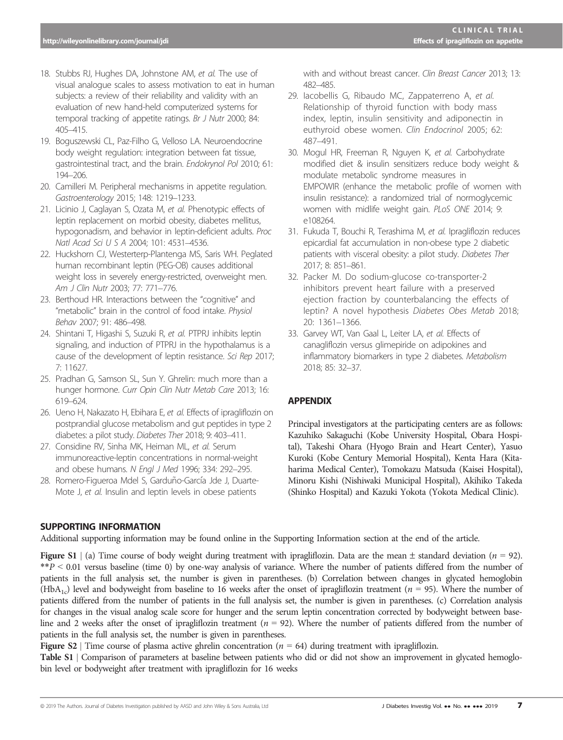18. Stubbs RJ, Hughes DA, Johnstone AM, *et al.* The use of visual analogue scales to assess motivation to eat in human subjects: a review of their reliability and validity with an evaluation of new hand-held computerized systems for temporal tracking of appetite ratings. *Br J Nutr* 2000; 84: 405–415.
19. Boguszewski CL, Paz-Filho G, Velloso LA. Neuroendocrine body weight regulation: integration between fat tissue, gastrointestinal tract, and the brain. *Endokrynol Pol* 2010; 61: 194–206.
20. Camilleri M. Peripheral mechanisms in appetite regulation. *Gastroenterology* 2015; 148: 1219–1233.
21. Licinio J, Caglayan S, Ozata M, *et al.* Phenotypic effects of leptin replacement on morbid obesity, diabetes mellitus, hypogonadism, and behavior in leptin-deficient adults. *Proc Natl Acad Sci U S A* 2004; 101: 4531–4536.
22. Huckshorn CJ, Westerterp-Plantenga MS, Saris WH. Peglated human recombinant leptin (PEG-OB) causes additional weight loss in severely energy-restricted, overweight men. *Am J Clin Nutr* 2003; 77: 771–776.
23. Berthoud HR. Interactions between the "cognitive" and "metabolic" brain in the control of food intake. *Physiol Behav* 2007; 91: 486–498.
24. Shintani T, Higashi S, Suzuki R, *et al.* PTPRJ inhibits leptin signaling, and induction of PTPRJ in the hypothalamus is a cause of the development of leptin resistance. *Sci Rep* 2017; 7: 11627.
25. Pradhan G, Samson SL, Sun Y. Ghrelin: much more than a hunger hormone. *Curr Opin Clin Nutr Metab Care* 2013; 16: 619–624.
26. Ueno H, Nakazato H, Ebihara E, *et al.* Effects of ipragliflozin on postprandial glucose metabolism and gut peptides in type 2 diabetes: a pilot study. *Diabetes Ther* 2018; 9: 403–411.
27. Considine RV, Sinha MK, Heiman ML, *et al.* Serum immunoreactive-leptin concentrations in normal-weight and obese humans. *N Engl J Med* 1996; 334: 292–295.
28. Romero-Figueroa Mdel S, Garduño-García Jde J, Duarte-Mote J, *et al.* Insulin and leptin levels in obese patients with and without breast cancer. *Clin Breast Cancer* 2013; 13: 482–485.
29. Iacobellis G, Ribaudo MC, Zappaterreno A, *et al.* Relationship of thyroid function with body mass index, leptin, insulin sensitivity and adiponectin in euthyroid obese women. *Clin Endocrinol* 2005; 62: 487–491.
30. Mogul HR, Freeman R, Nguyen K, *et al.* Carbohydrate modified diet & insulin sensitizers reduce body weight & modulate metabolic syndrome measures in EMPOWIR (enhance the metabolic profile of women with insulin resistance): a randomized trial of normoglycemic women with midlife weight gain. *PLoS ONE* 2014; 9: e108264.
31. Fukuda T, Bouchi R, Terashima M, *et al.* Ipragliflozin reduces epicardial fat accumulation in non-obese type 2 diabetic patients with visceral obesity: a pilot study. *Diabetes Ther* 2017; 8: 851–861.
32. Packer M. Do sodium-glucose co-transporter-2 inhibitors prevent heart failure with a preserved ejection fraction by counterbalancing the effects of leptin? A novel hypothesis *Diabetes Obes Metab* 2018; 20: 1361–1366.
33. Garvey WT, Van Gaal L, Leiter LA, *et al.* Effects of canagliflozin versus glimepiride on adipokines and inflammatory biomarkers in type 2 diabetes. *Metabolism* 2018; 85: 32–37.

## APPENDIX

Principal investigators at the participating centers are as follows: Kazuhiko Sakaguchi (Kobe University Hospital, Obara Hospital), Takeshi Ohara (Hyogo Brain and Heart Center), Yasuo Kuroki (Kobe Century Memorial Hospital), Kenta Hara (Kitaharima Medical Center), Tomokazu Matsuda (Kaisei Hospital), Minoru Kishi (Nishiwaki Municipal Hospital), Akihiko Takeda (Shinko Hospital) and Kazuki Yokota (Yokota Medical Clinic).

## SUPPORTING INFORMATION

Additional supporting information may be found online in the Supporting Information section at the end of the article.

**Figure S1** | (a) Time course of body weight during treatment with ipragliflozin. Data are the mean ± standard deviation ($n$ = 92). $^{**}P < 0.01$ versus baseline (time 0) by one-way analysis of variance. Where the number of patients differed from the number of patients in the full analysis set, the number is given in parentheses. (b) Correlation between changes in glycated hemoglobin ($HbA_{1c}$) level and bodyweight from baseline to 16 weeks after the onset of ipragliflozin treatment ($n$ = 95). Where the number of patients differed from the number of patients in the full analysis set, the number is given in parentheses. (c) Correlation analysis for changes in the visual analog scale score for hunger and the serum leptin concentration corrected by bodyweight between baseline and 2 weeks after the onset of ipragliflozin treatment ($n$ = 92). Where the number of patients differed from the number of patients in the full analysis set, the number is given in parentheses.

**Figure S2** | Time course of plasma active ghrelin concentration ($n$ = 64) during treatment with ipragliflozin.

**Table S1** | Comparison of parameters at baseline between patients who did or did not show an improvement in glycated hemoglobin level or bodyweight after treatment with ipragliflozin for 16 weeks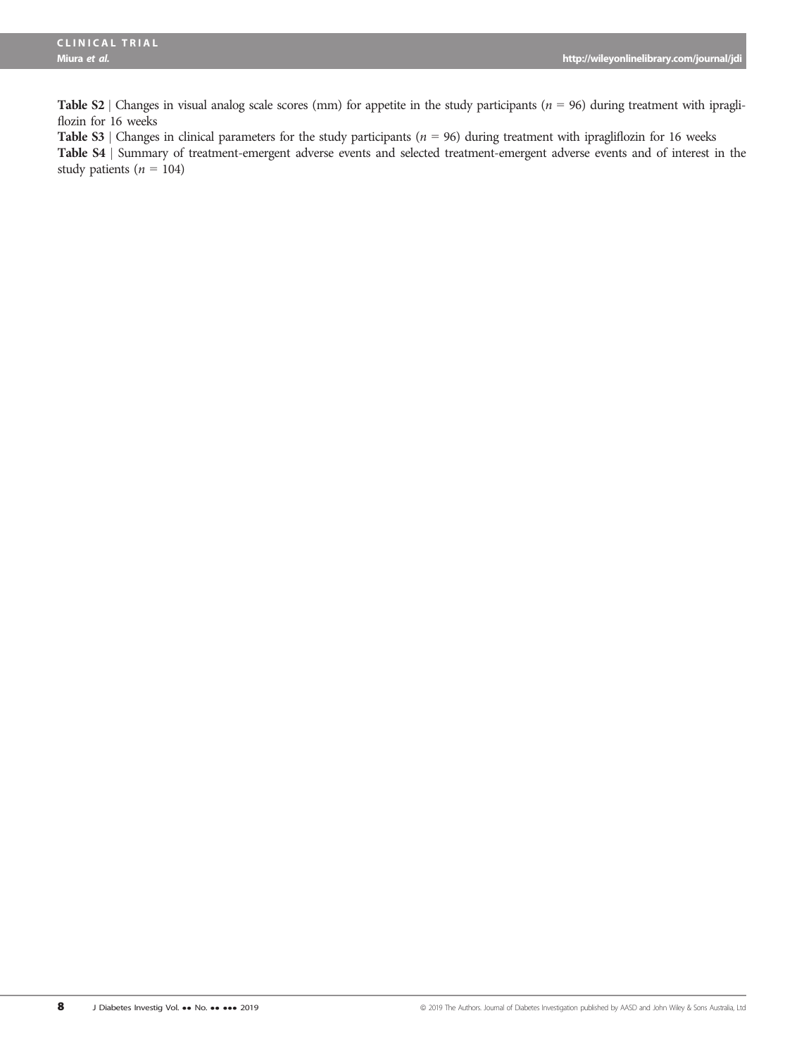**Table S2** | Changes in visual analog scale scores (mm) for appetite in the study participants ($n$ = 96) during treatment with ipragliflozin for 16 weeks

**Table S3** | Changes in clinical parameters for the study participants ($n$ = 96) during treatment with ipragliflozin for 16 weeks

**Table S4** | Summary of treatment-emergent adverse events and selected treatment-emergent adverse events and of interest in the study patients ($n$ = 104)